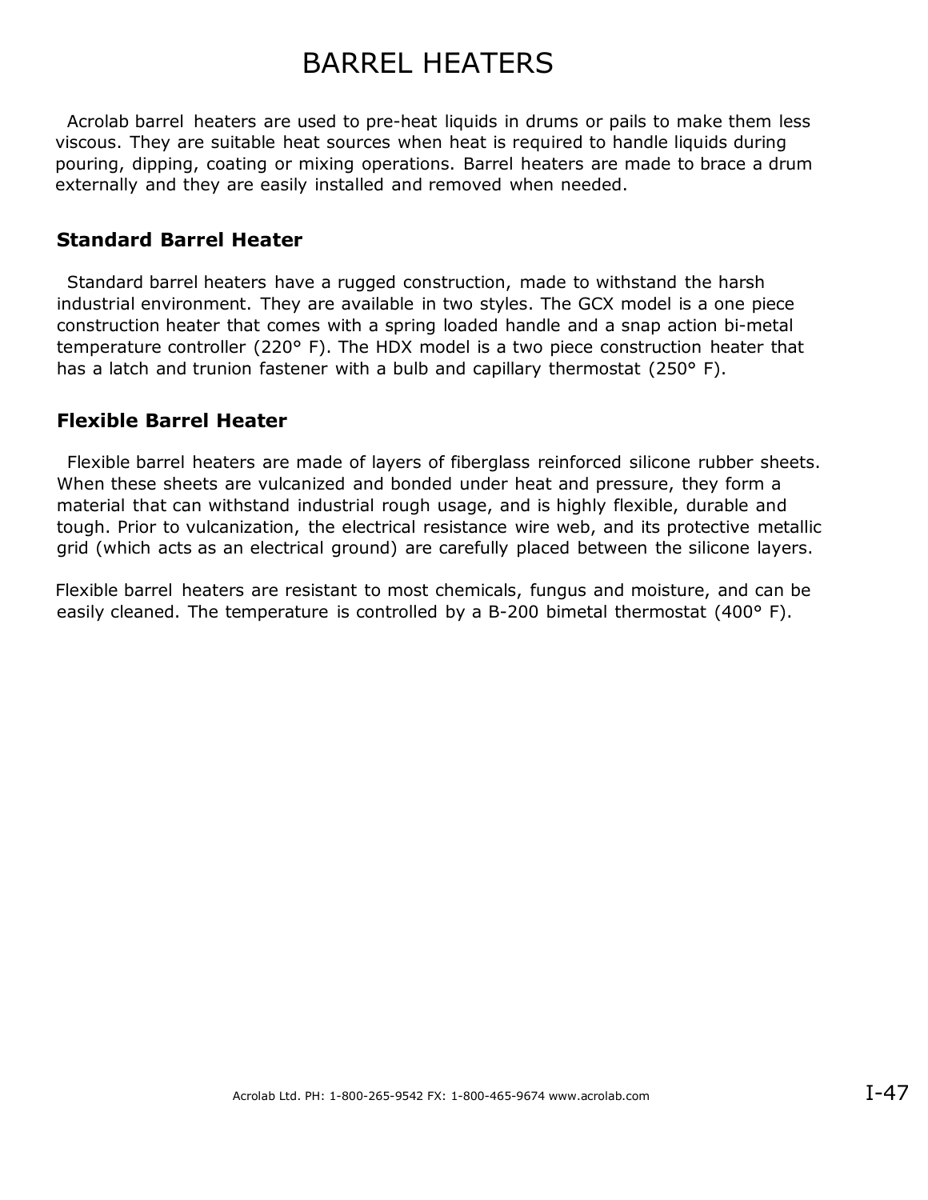# BARREL HEATERS

Acrolab barrel heaters are used to pre-heat liquids in drums or pails to make them less viscous. They are suitable heat sources when heat is required to handle liquids during pouring, dipping, coating or mixing operations. Barrel heaters are made to brace a drum externally and they are easily installed and removed when needed.

## Standard Barrel Heater

Standard barrel heaters have a rugged construction, made to withstand the harsh industrial environment. They are available in two styles. The GCX model is a one piece construction heater that comes with a spring loaded handle and a snap action bi-metal temperature controller (220° F). The HDX model is a two piece construction heater that has a latch and trunion fastener with a bulb and capillary thermostat (250° F).

## Flexible Barrel Heater

Flexible barrel heaters are made of layers of fiberglass reinforced silicone rubber sheets. When these sheets are vulcanized and bonded under heat and pressure, they form a material that can withstand industrial rough usage, and is highly flexible, durable and tough. Prior to vulcanization, the electrical resistance wire web, and its protective metallic grid (which acts as an electrical ground) are carefully placed between the silicone layers.

Flexible barrel heaters are resistant to most chemicals, fungus and moisture, and can be easily cleaned. The temperature is controlled by a B-200 bimetal thermostat (400° F).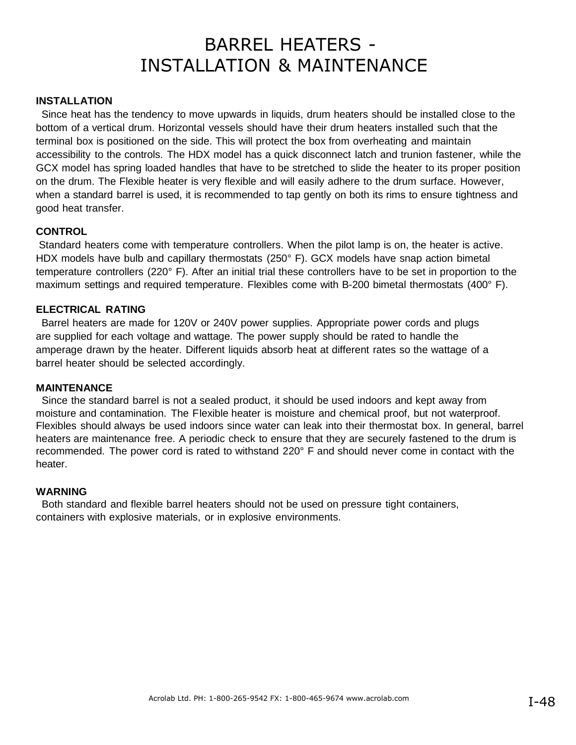# BARREL HEATERS - INSTALLATION & MAINTENANCE

**INSTALLATION**

Since heat has the tendency to move upwards in liquids, drum heaters should be installed close to the bottom of a vertical drum. Horizontal vessels should have their drum heaters installed such that the terminal box is positioned on the side. This will protect the box from overheating and maintain accessibility to the controls. The HDX model has a quick disconnect latch and trunion fastener, while the GCX model has spring loaded handles that have to be stretched to slide the heater to its proper position on the drum. The Flexible heater is very flexible and will easily adhere to the drum surface. However, when a standard barrel is used, it is recommended to tap gently on both its rims to ensure tightness and good heat transfer.

**CONTROL**

Standard heaters come with temperature controllers. When the pilot lamp is on, the heater is active. HDX models have bulb and capillary thermostats (250° F). GCX models have snap action bimetal temperature controllers (220° F). After an initial trial these controllers have to be set in proportion to the maximum settings and required temperature. Flexibles come with B-200 bimetal thermostats (400° F).

**ELECTRICAL RATING**

Barrel heaters are made for 120V or 240V power supplies. Appropriate power cords and plugs are supplied for each voltage and wattage. The power supply should be rated to handle the amperage drawn by the heater. Different liquids absorb heat at different rates so the wattage of a barrel heater should be selected accordingly.

**MAINTENANCE**

Since the standard barrel is not a sealed product, it should be used indoors and kept away from moisture and contamination. The Flexible heater is moisture and chemical proof, but not waterproof. Flexibles should always be used indoors since water can leak into their thermostat box. In general, barrel heaters are maintenance free. A periodic check to ensure that they are securely fastened to the drum is recommended. The power cord is rated to withstand 220° F and should never come in contact with the heater.

**WARNING**

Both standard and flexible barrel heaters should not be used on pressure tight containers, containers with explosive materials, or in explosive environments.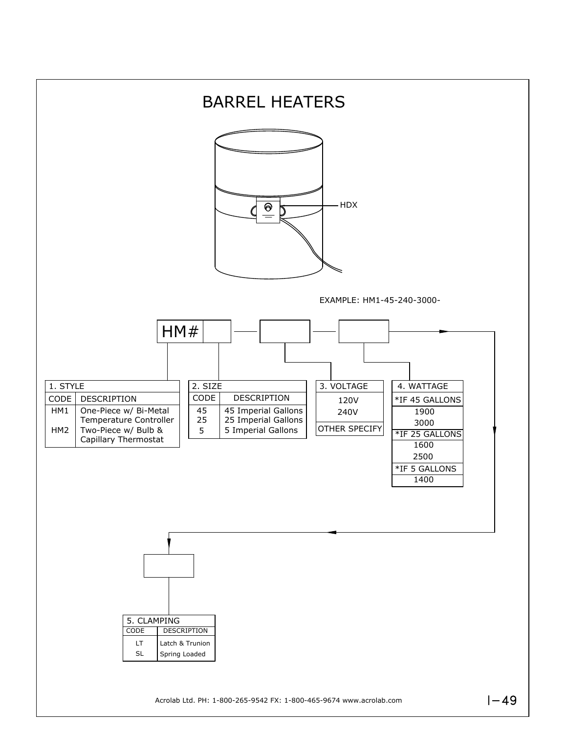# BARREL HEATERS

HDX

EXAMPLE: HM1-45-240-3000-

HM# [ ] — [ ] — [ ] — [ ]

**1. STYLE**

| CODE | DESCRIPTION |
|---|---|
| HM1 | One-Piece w/ Bi-Metal Temperature Controller |
| HM2 | Two-Piece w/ Bulb & Capillary Thermostat |

**2. SIZE**

| CODE | DESCRIPTION |
|---|---|
| 45 | 45 Imperial Gallons |
| 25 | 25 Imperial Gallons |
| 5 | 5 Imperial Gallons |

**3. VOLTAGE**

| 3. VOLTAGE |
|---|
| 120V |
| 240V |
| OTHER SPECIFY |

**4. WATTAGE**

| 4. WATTAGE |
|---|
| *IF 45 GALLONS |
| 1900 |
| 3000 |
| *IF 25 GALLONS |
| 1600 |
| 2500 |
| *IF 5 GALLONS |
| 1400 |

**5. CLAMPING**

| CODE | DESCRIPTION |
|---|---|
| LT | Latch & Trunion |
| SL | Spring Loaded |

Acrolab Ltd. PH: 1-800-265-9542 FX: 1-800-465-9674 www.acrolab.com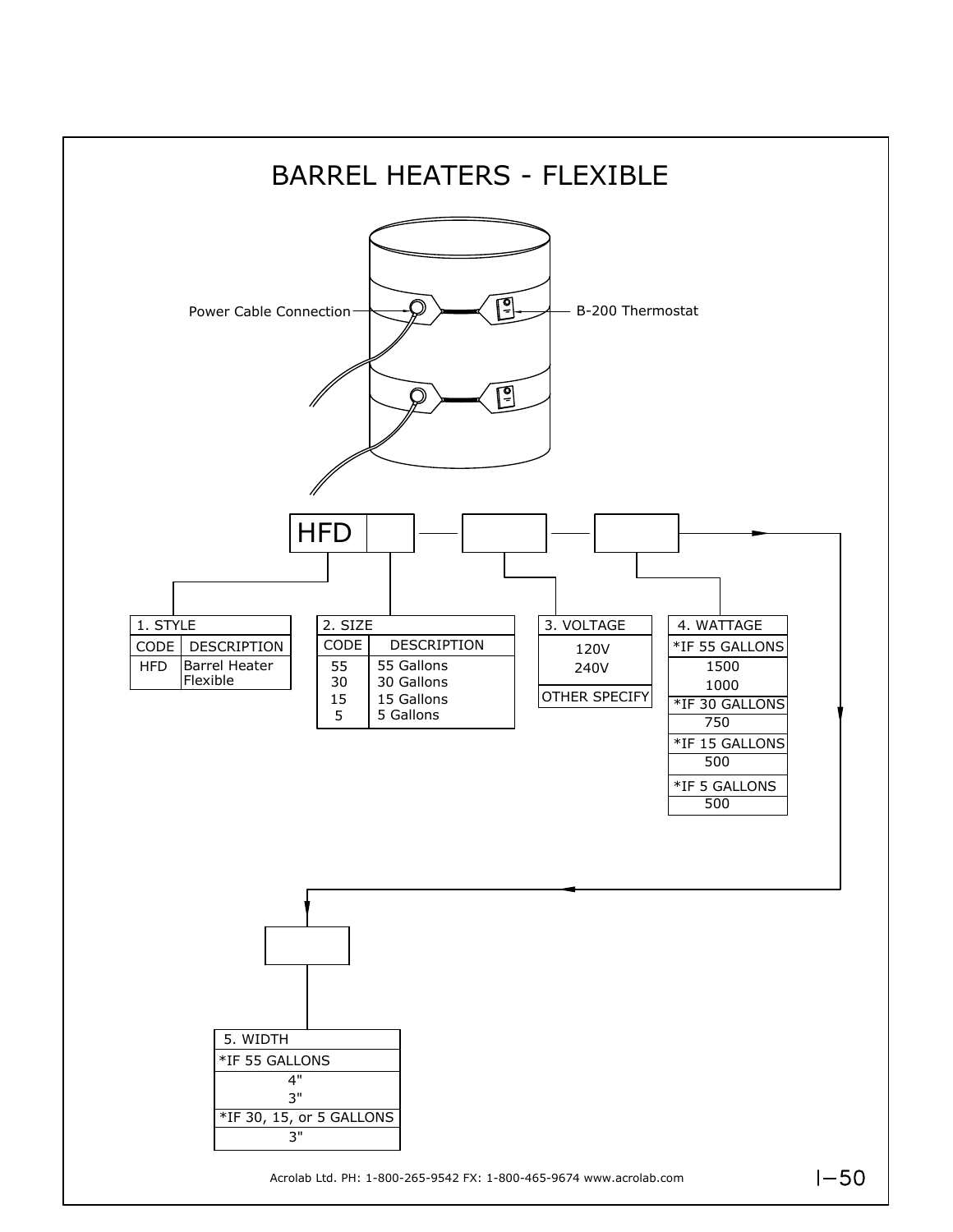# BARREL HEATERS - FLEXIBLE

Power Cable Connection

B-200 Thermostat

HFD

| 1. STYLE | |
|---|---|
| CODE | DESCRIPTION |
| HFD | Barrel Heater Flexible |

| 2. SIZE | |
|---|---|
| CODE | DESCRIPTION |
| 55 | 55 Gallons |
| 30 | 30 Gallons |
| 15 | 15 Gallons |
| 5 | 5 Gallons |

| 3. VOLTAGE |
|---|
| 120V |
| 240V |
| OTHER SPECIFY |

| 4. WATTAGE |
|---|
| *IF 55 GALLONS |
| 1500 |
| 1000 |
| *IF 30 GALLONS |
| 750 |
| *IF 15 GALLONS |
| 500 |
| *IF 5 GALLONS |
| 500 |

| 5. WIDTH |
|---|
| *IF 55 GALLONS |
| 4" |
| 3" |
| *IF 30, 15, or 5 GALLONS |
| 3" |

Acrolab Ltd. PH: 1-800-265-9542 FX: 1-800-465-9674 www.acrolab.com